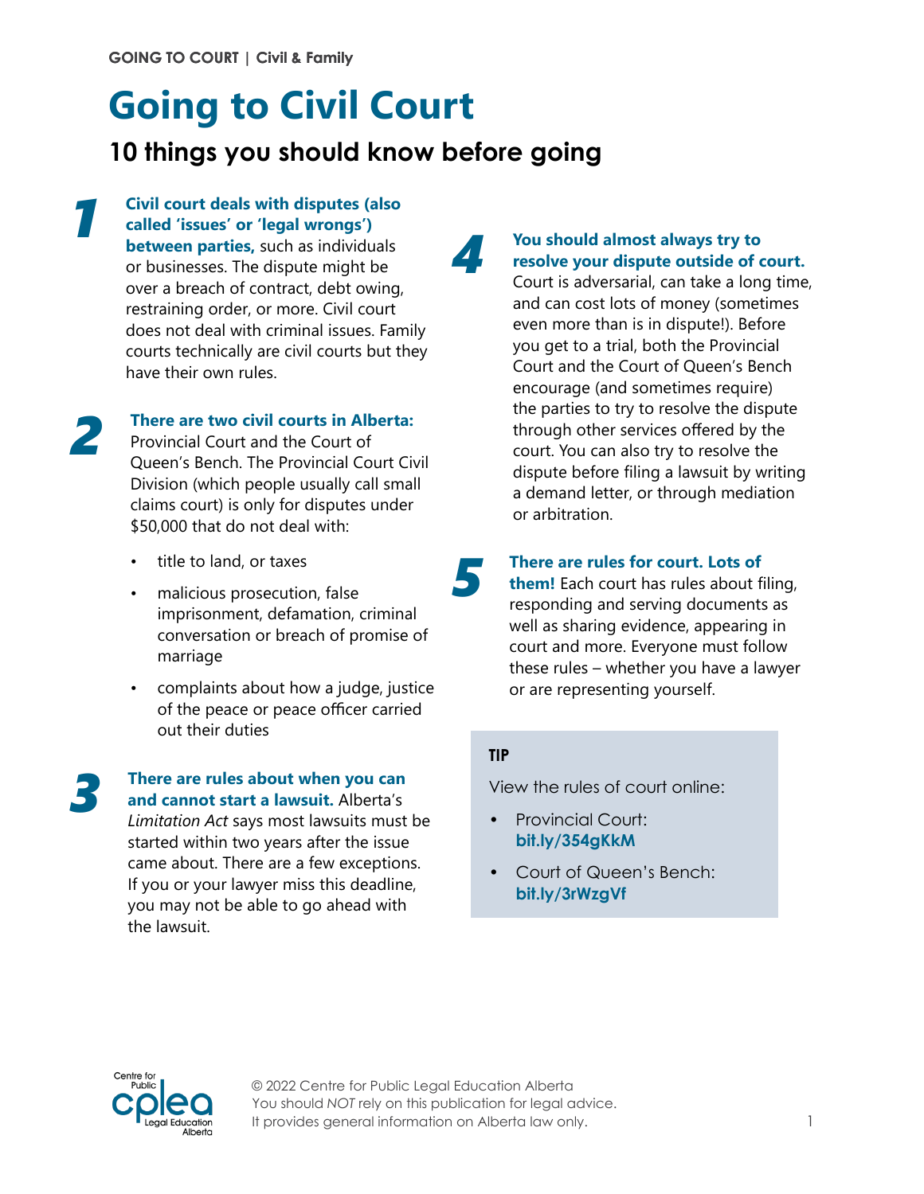# Going to Civil Court

## 10 things you should know before going

**1** **Civil court deals with disputes (also called 'issues' or 'legal wrongs') between parties,** such as individuals or businesses. The dispute might be over a breach of contract, debt owing, restraining order, or more. Civil court does not deal with criminal issues. Family courts technically are civil courts but they have their own rules.

**2** **There are two civil courts in Alberta:** Provincial Court and the Court of Queen's Bench. The Provincial Court Civil Division (which people usually call small claims court) is only for disputes under $50,000 that do not deal with:

- title to land, or taxes
- malicious prosecution, false imprisonment, defamation, criminal conversation or breach of promise of marriage
- complaints about how a judge, justice of the peace or peace officer carried out their duties

**3** **There are rules about when you can and cannot start a lawsuit.** Alberta's *Limitation Act* says most lawsuits must be started within two years after the issue came about. There are a few exceptions. If you or your lawyer miss this deadline, you may not be able to go ahead with the lawsuit.

**4** **You should almost always try to resolve your dispute outside of court.** Court is adversarial, can take a long time, and can cost lots of money (sometimes even more than is in dispute!). Before you get to a trial, both the Provincial Court and the Court of Queen's Bench encourage (and sometimes require) the parties to try to resolve the dispute through other services offered by the court. You can also try to resolve the dispute before filing a lawsuit by writing a demand letter, or through mediation or arbitration.

**5** **There are rules for court. Lots of them!** Each court has rules about filing, responding and serving documents as well as sharing evidence, appearing in court and more. Everyone must follow these rules – whether you have a lawyer or are representing yourself.

> **TIP**
>
> View the rules of court online:
>
> - Provincial Court: **bit.ly/354gKkM**
> - Court of Queen's Bench: **bit.ly/3rWzgVf**

© 2022 Centre for Public Legal Education Alberta
You should *NOT* rely on this publication for legal advice.
It provides general information on Alberta law only.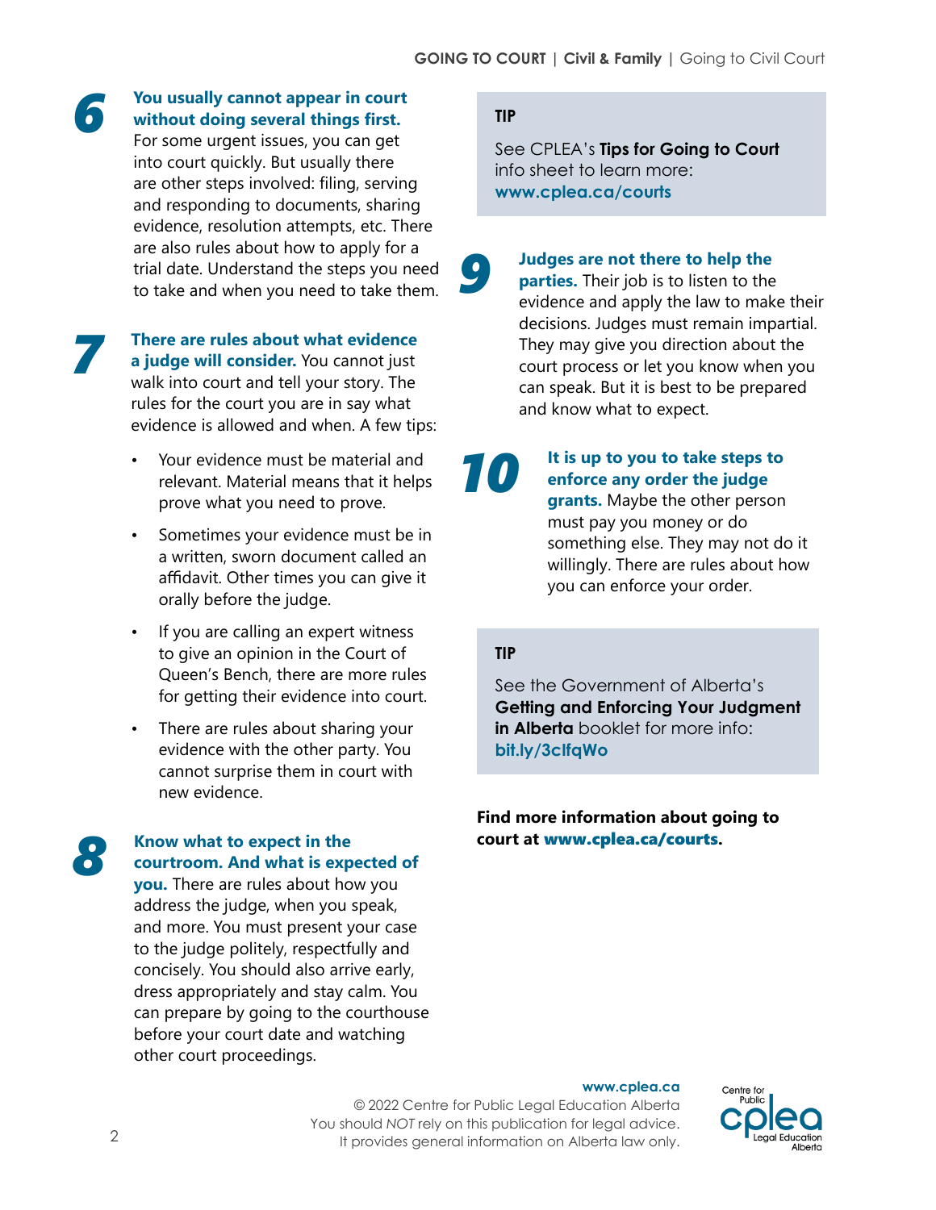**6** **You usually cannot appear in court without doing several things first.** For some urgent issues, you can get into court quickly. But usually there are other steps involved: filing, serving and responding to documents, sharing evidence, resolution attempts, etc. There are also rules about how to apply for a trial date. Understand the steps you need to take and when you need to take them.

**7** **There are rules about what evidence a judge will consider.** You cannot just walk into court and tell your story. The rules for the court you are in say what evidence is allowed and when. A few tips:

- Your evidence must be material and relevant. Material means that it helps prove what you need to prove.
- Sometimes your evidence must be in a written, sworn document called an affidavit. Other times you can give it orally before the judge.
- If you are calling an expert witness to give an opinion in the Court of Queen's Bench, there are more rules for getting their evidence into court.
- There are rules about sharing your evidence with the other party. You cannot surprise them in court with new evidence.

**8** **Know what to expect in the courtroom. And what is expected of you.** There are rules about how you address the judge, when you speak, and more. You must present your case to the judge politely, respectfully and concisely. You should also arrive early, dress appropriately and stay calm. You can prepare by going to the courthouse before your court date and watching other court proceedings.

**TIP**

See CPLEA's **Tips for Going to Court** info sheet to learn more: **www.cplea.ca/courts**

**9** **Judges are not there to help the parties.** Their job is to listen to the evidence and apply the law to make their decisions. Judges must remain impartial. They may give you direction about the court process or let you know when you can speak. But it is best to be prepared and know what to expect.

**10** **It is up to you to take steps to enforce any order the judge grants.** Maybe the other person must pay you money or do something else. They may not do it willingly. There are rules about how you can enforce your order.

**TIP**

See the Government of Alberta's **Getting and Enforcing Your Judgment in Alberta** booklet for more info: **bit.ly/3clfqWo**

**Find more information about going to court at www.cplea.ca/courts.**

www.cplea.ca
© 2022 Centre for Public Legal Education Alberta
You should *NOT* rely on this publication for legal advice.
It provides general information on Alberta law only.